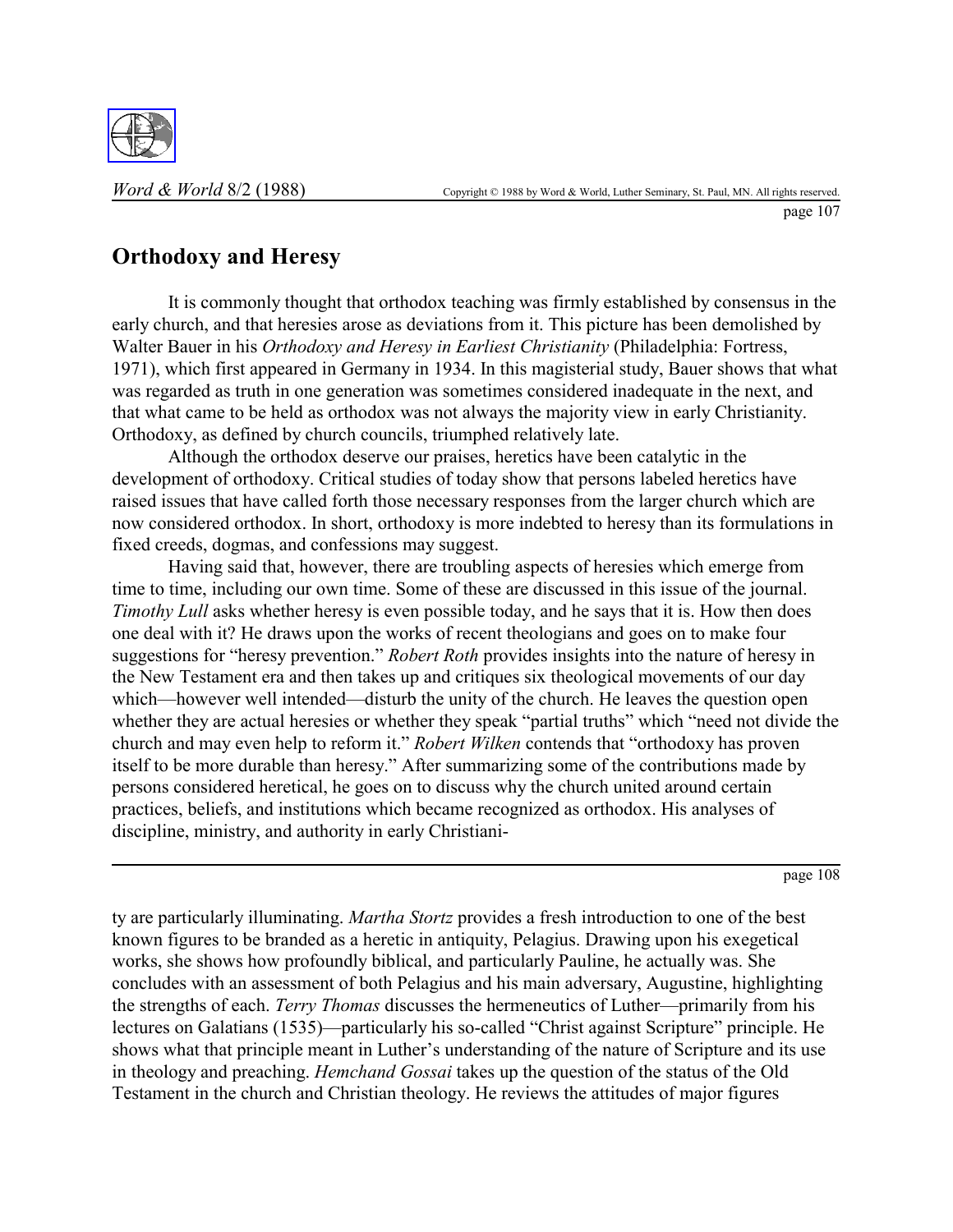# Orthodoxy and Heresy

It is commonly thought that orthodox teaching was firmly established by consensus in the early church, and that heresies arose as deviations from it. This picture has been demolished by Walter Bauer in his *Orthodoxy and Heresy in Earliest Christianity* (Philadelphia: Fortress, 1971), which first appeared in Germany in 1934. In this magisterial study, Bauer shows that what was regarded as truth in one generation was sometimes considered inadequate in the next, and that what came to be held as orthodox was not always the majority view in early Christianity. Orthodoxy, as defined by church councils, triumphed relatively late.

Although the orthodox deserve our praises, heretics have been catalytic in the development of orthodoxy. Critical studies of today show that persons labeled heretics have raised issues that have called forth those necessary responses from the larger church which are now considered orthodox. In short, orthodoxy is more indebted to heresy than its formulations in fixed creeds, dogmas, and confessions may suggest.

Having said that, however, there are troubling aspects of heresies which emerge from time to time, including our own time. Some of these are discussed in this issue of the journal. *Timothy Lull* asks whether heresy is even possible today, and he says that it is. How then does one deal with it? He draws upon the works of recent theologians and goes on to make four suggestions for "heresy prevention." *Robert Roth* provides insights into the nature of heresy in the New Testament era and then takes up and critiques six theological movements of our day which—however well intended—disturb the unity of the church. He leaves the question open whether they are actual heresies or whether they speak "partial truths" which "need not divide the church and may even help to reform it." *Robert Wilken* contends that "orthodoxy has proven itself to be more durable than heresy." After summarizing some of the contributions made by persons considered heretical, he goes on to discuss why the church united around certain practices, beliefs, and institutions which became recognized as orthodox. His analyses of discipline, ministry, and authority in early Christianity are particularly illuminating. *Martha Stortz* provides a fresh introduction to one of the best known figures to be branded as a heretic in antiquity, Pelagius. Drawing upon his exegetical works, she shows how profoundly biblical, and particularly Pauline, he actually was. She concludes with an assessment of both Pelagius and his main adversary, Augustine, highlighting the strengths of each. *Terry Thomas* discusses the hermeneutics of Luther—primarily from his lectures on Galatians (1535)—particularly his so-called "Christ against Scripture" principle. He shows what that principle meant in Luther's understanding of the nature of Scripture and its use in theology and preaching. *Hemchand Gossai* takes up the question of the status of the Old Testament in the church and Christian theology. He reviews the attitudes of major figures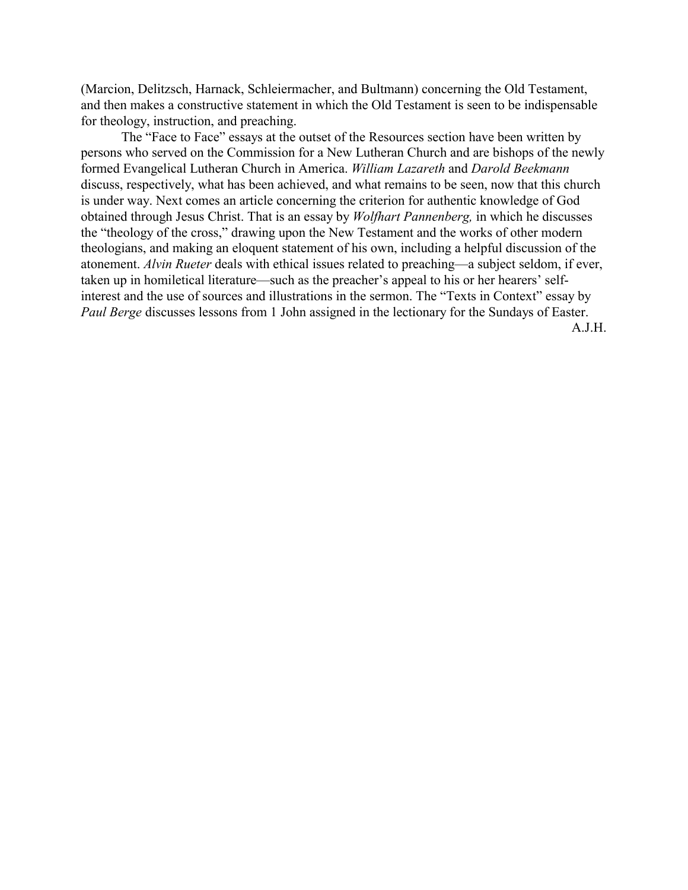(Marcion, Delitzsch, Harnack, Schleiermacher, and Bultmann) concerning the Old Testament, and then makes a constructive statement in which the Old Testament is seen to be indispensable for theology, instruction, and preaching.

The "Face to Face" essays at the outset of the Resources section have been written by persons who served on the Commission for a New Lutheran Church and are bishops of the newly formed Evangelical Lutheran Church in America. *William Lazareth* and *Darold Beekmann* discuss, respectively, what has been achieved, and what remains to be seen, now that this church is under way. Next comes an article concerning the criterion for authentic knowledge of God obtained through Jesus Christ. That is an essay by *Wolfhart Pannenberg,* in which he discusses the "theology of the cross," drawing upon the New Testament and the works of other modern theologians, and making an eloquent statement of his own, including a helpful discussion of the atonement. *Alvin Rueter* deals with ethical issues related to preaching—a subject seldom, if ever, taken up in homiletical literature—such as the preacher's appeal to his or her hearers' self-interest and the use of sources and illustrations in the sermon. The "Texts in Context" essay by *Paul Berge* discusses lessons from 1 John assigned in the lectionary for the Sundays of Easter.

A.J.H.